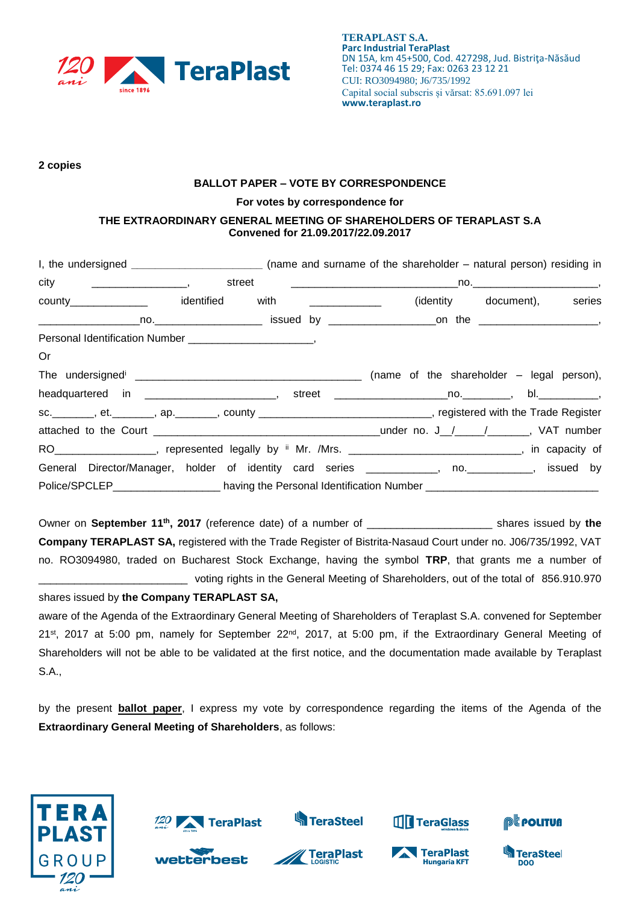**TERAPLAST S.A.**
**Parc Industrial TeraPlast**
DN 15A, km 45+500, Cod. 427298, Jud. Bistriţa-Năsăud
Tel: 0374 46 15 29; Fax: 0263 23 12 21
CUI: RO3094980; J6/735/1992
Capital social subscris şi vărsat: 85.691.097 lei
**www.teraplast.ro**

**2 copies**

**BALLOT PAPER – VOTE BY CORRESPONDENCE**

**For votes by correspondence for**

**THE EXTRAORDINARY GENERAL MEETING OF SHAREHOLDERS OF TERAPLAST S.A**
**Convened for 21.09.2017/22.09.2017**

I, the undersigned ______________________ (name and surname of the shareholder – natural person) residing in city ________________, street ____________________________no.____________________, county_____________ identified with ____________ (identity document), series _________________no.__________________ issued by _________________on the ____________________, Personal Identification Number _____________________,

Or

The undersigned[i] ______________________________________ (name of the shareholder – legal person), headquartered in ______________________, street ___________________no.________, bl.__________, sc._______, et._______, ap._______, county ______________________________, registered with the Trade Register attached to the Court ______________________________________under no. J__/____/______, VAT number RO________________, represented legally by [ii] Mr. /Mrs. _____________________________, in capacity of General Director/Manager, holder of identity card series ___________, no.__________, issued by Police/SPCLEP__________________ having the Personal Identification Number _____________________________

Owner on **September 11th, 2017** (reference date) of a number of _____________________ shares issued by **the Company TERAPLAST SA,** registered with the Trade Register of Bistrita-Nasaud Court under no. J06/735/1992, VAT no. RO3094980, traded on Bucharest Stock Exchange, having the symbol **TRP**, that grants me a number of _________________________ voting rights in the General Meeting of Shareholders, out of the total of 856.910.970 shares issued by **the Company TERAPLAST SA,**

aware of the Agenda of the Extraordinary General Meeting of Shareholders of Teraplast S.A. convened for September 21st, 2017 at 5:00 pm, namely for September 22nd, 2017, at 5:00 pm, if the Extraordinary General Meeting of Shareholders will not be able to be validated at the first notice, and the documentation made available by Teraplast S.A.,

by the present **ballot paper**, I express my vote by correspondence regarding the items of the Agenda of the **Extraordinary General Meeting of Shareholders**, as follows: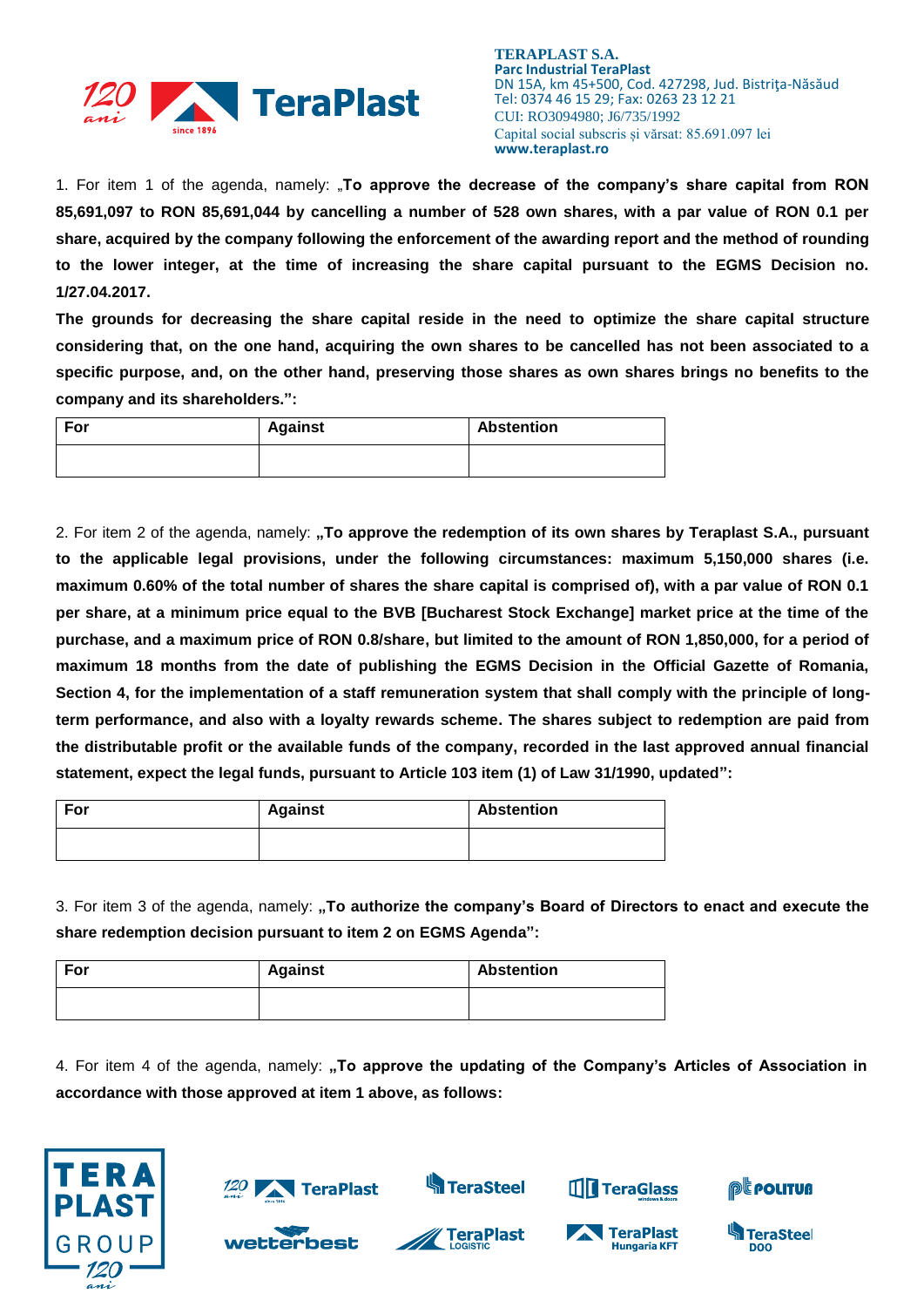1. For item 1 of the agenda, namely: „**To approve the decrease of the company's share capital from RON 85,691,097 to RON 85,691,044 by cancelling a number of 528 own shares, with a par value of RON 0.1 per share, acquired by the company following the enforcement of the awarding report and the method of rounding to the lower integer, at the time of increasing the share capital pursuant to the EGMS Decision no. 1/27.04.2017.**

**The grounds for decreasing the share capital reside in the need to optimize the share capital structure considering that, on the one hand, acquiring the own shares to be cancelled has not been associated to a specific purpose, and, on the other hand, preserving those shares as own shares brings no benefits to the company and its shareholders.":**

| For | Against | Abstention |
|---|---|---|
| | | |

2. For item 2 of the agenda, namely: **„To approve the redemption of its own shares by Teraplast S.A., pursuant to the applicable legal provisions, under the following circumstances: maximum 5,150,000 shares (i.e. maximum 0.60% of the total number of shares the share capital is comprised of), with a par value of RON 0.1 per share, at a minimum price equal to the BVB [Bucharest Stock Exchange] market price at the time of the purchase, and a maximum price of RON 0.8/share, but limited to the amount of RON 1,850,000, for a period of maximum 18 months from the date of publishing the EGMS Decision in the Official Gazette of Romania, Section 4, for the implementation of a staff remuneration system that shall comply with the principle of long-term performance, and also with a loyalty rewards scheme. The shares subject to redemption are paid from the distributable profit or the available funds of the company, recorded in the last approved annual financial statement, expect the legal funds, pursuant to Article 103 item (1) of Law 31/1990, updated":**

| For | Against | Abstention |
|---|---|---|
| | | |

3. For item 3 of the agenda, namely: **„To authorize the company's Board of Directors to enact and execute the share redemption decision pursuant to item 2 on EGMS Agenda":**

| For | Against | Abstention |
|---|---|---|
| | | |

4. For item 4 of the agenda, namely: **„To approve the updating of the Company's Articles of Association in accordance with those approved at item 1 above, as follows:**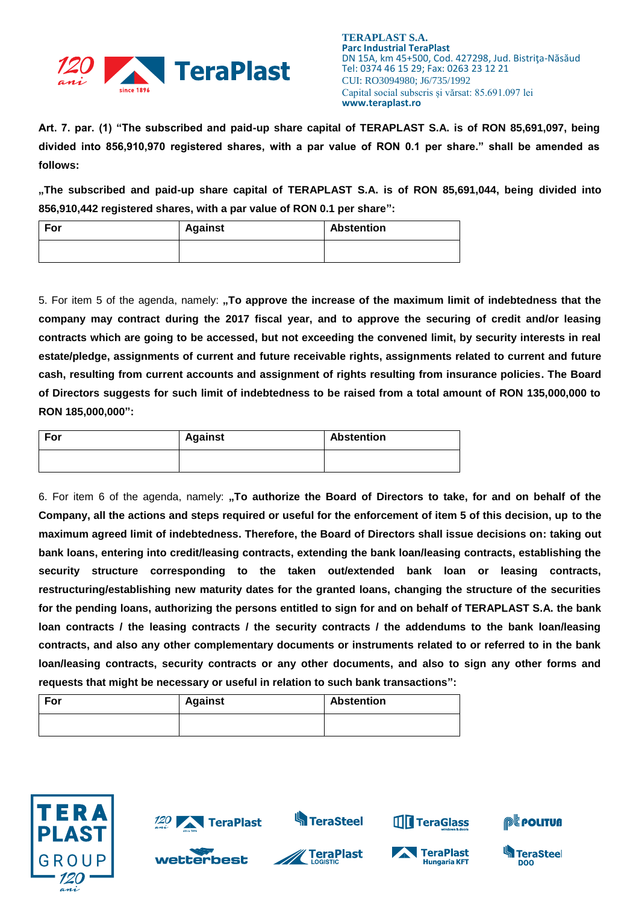**Art. 7. par. (1) "The subscribed and paid-up share capital of TERAPLAST S.A. is of RON 85,691,097, being divided into 856,910,970 registered shares, with a par value of RON 0.1 per share." shall be amended as follows:**

**„The subscribed and paid-up share capital of TERAPLAST S.A. is of RON 85,691,044, being divided into 856,910,442 registered shares, with a par value of RON 0.1 per share":**

| For | Against | Abstention |
|---|---|---|
| | | |

5. For item 5 of the agenda, namely: **„To approve the increase of the maximum limit of indebtedness that the company may contract during the 2017 fiscal year, and to approve the securing of credit and/or leasing contracts which are going to be accessed, but not exceeding the convened limit, by security interests in real estate/pledge, assignments of current and future receivable rights, assignments related to current and future cash, resulting from current accounts and assignment of rights resulting from insurance policies. The Board of Directors suggests for such limit of indebtedness to be raised from a total amount of RON 135,000,000 to RON 185,000,000":**

| For | Against | Abstention |
|---|---|---|
| | | |

6. For item 6 of the agenda, namely: **„To authorize the Board of Directors to take, for and on behalf of the Company, all the actions and steps required or useful for the enforcement of item 5 of this decision, up to the maximum agreed limit of indebtedness. Therefore, the Board of Directors shall issue decisions on: taking out bank loans, entering into credit/leasing contracts, extending the bank loan/leasing contracts, establishing the security structure corresponding to the taken out/extended bank loan or leasing contracts, restructuring/establishing new maturity dates for the granted loans, changing the structure of the securities for the pending loans, authorizing the persons entitled to sign for and on behalf of TERAPLAST S.A. the bank loan contracts / the leasing contracts / the security contracts / the addendums to the bank loan/leasing contracts, and also any other complementary documents or instruments related to or referred to in the bank loan/leasing contracts, security contracts or any other documents, and also to sign any other forms and requests that might be necessary or useful in relation to such bank transactions":**

| For | Against | Abstention |
|---|---|---|
| | | |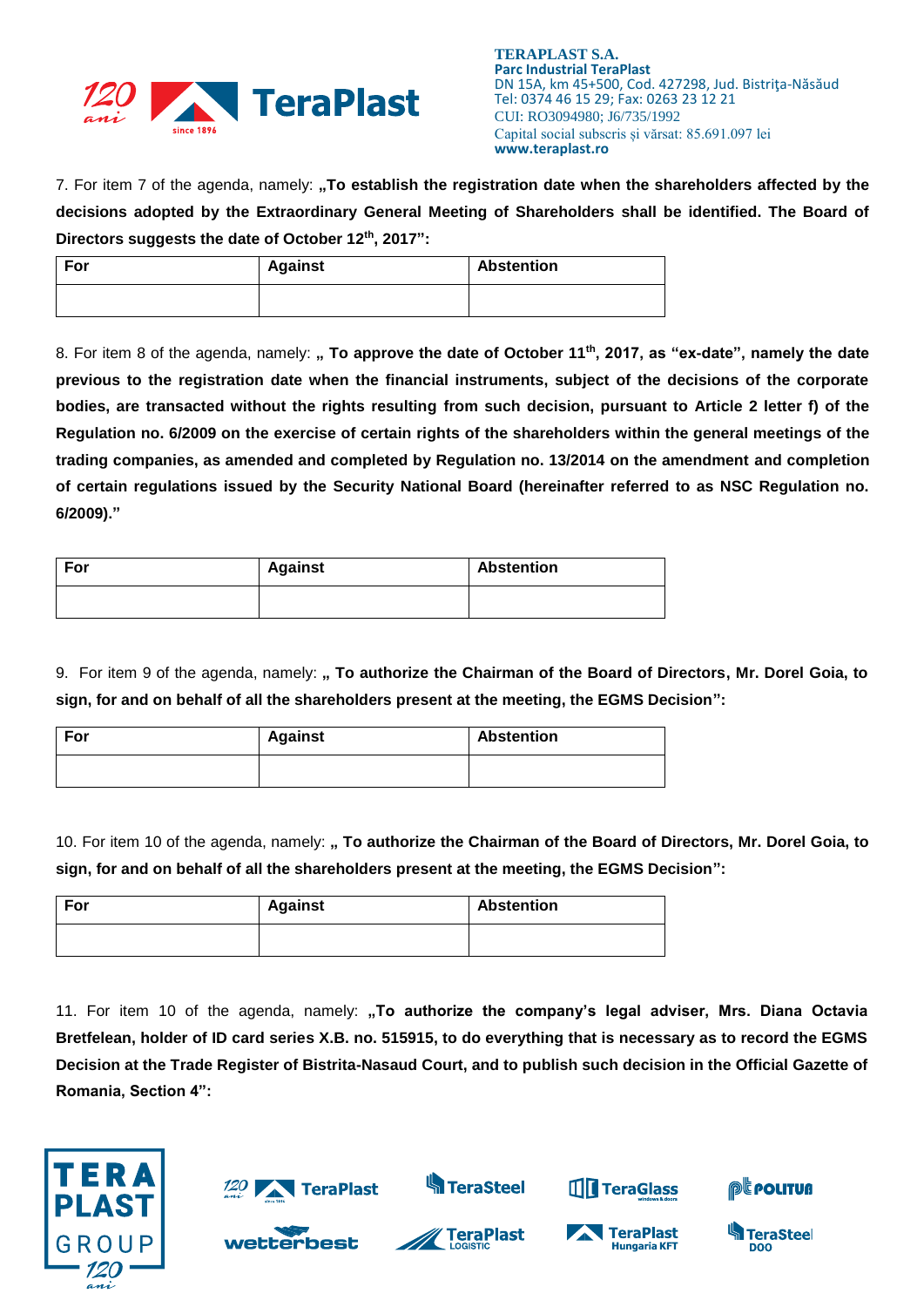7. For item 7 of the agenda, namely: **„To establish the registration date when the shareholders affected by the decisions adopted by the Extraordinary General Meeting of Shareholders shall be identified. The Board of Directors suggests the date of October 12th, 2017":**

| For | Against | Abstention |
|---|---|---|
| | | |

8. For item 8 of the agenda, namely: **„ To approve the date of October 11th, 2017, as "ex-date", namely the date previous to the registration date when the financial instruments, subject of the decisions of the corporate bodies, are transacted without the rights resulting from such decision, pursuant to Article 2 letter f) of the Regulation no. 6/2009 on the exercise of certain rights of the shareholders within the general meetings of the trading companies, as amended and completed by Regulation no. 13/2014 on the amendment and completion of certain regulations issued by the Security National Board (hereinafter referred to as NSC Regulation no. 6/2009)."**

| For | Against | Abstention |
|---|---|---|
| | | |

9. For item 9 of the agenda, namely: **„ To authorize the Chairman of the Board of Directors, Mr. Dorel Goia, to sign, for and on behalf of all the shareholders present at the meeting, the EGMS Decision":**

| For | Against | Abstention |
|---|---|---|
| | | |

10. For item 10 of the agenda, namely: **„ To authorize the Chairman of the Board of Directors, Mr. Dorel Goia, to sign, for and on behalf of all the shareholders present at the meeting, the EGMS Decision":**

| For | Against | Abstention |
|---|---|---|
| | | |

11. For item 10 of the agenda, namely: **„To authorize the company's legal adviser, Mrs. Diana Octavia Bretfelean, holder of ID card series X.B. no. 515915, to do everything that is necessary as to record the EGMS Decision at the Trade Register of Bistrita-Nasaud Court, and to publish such decision in the Official Gazette of Romania, Section 4":**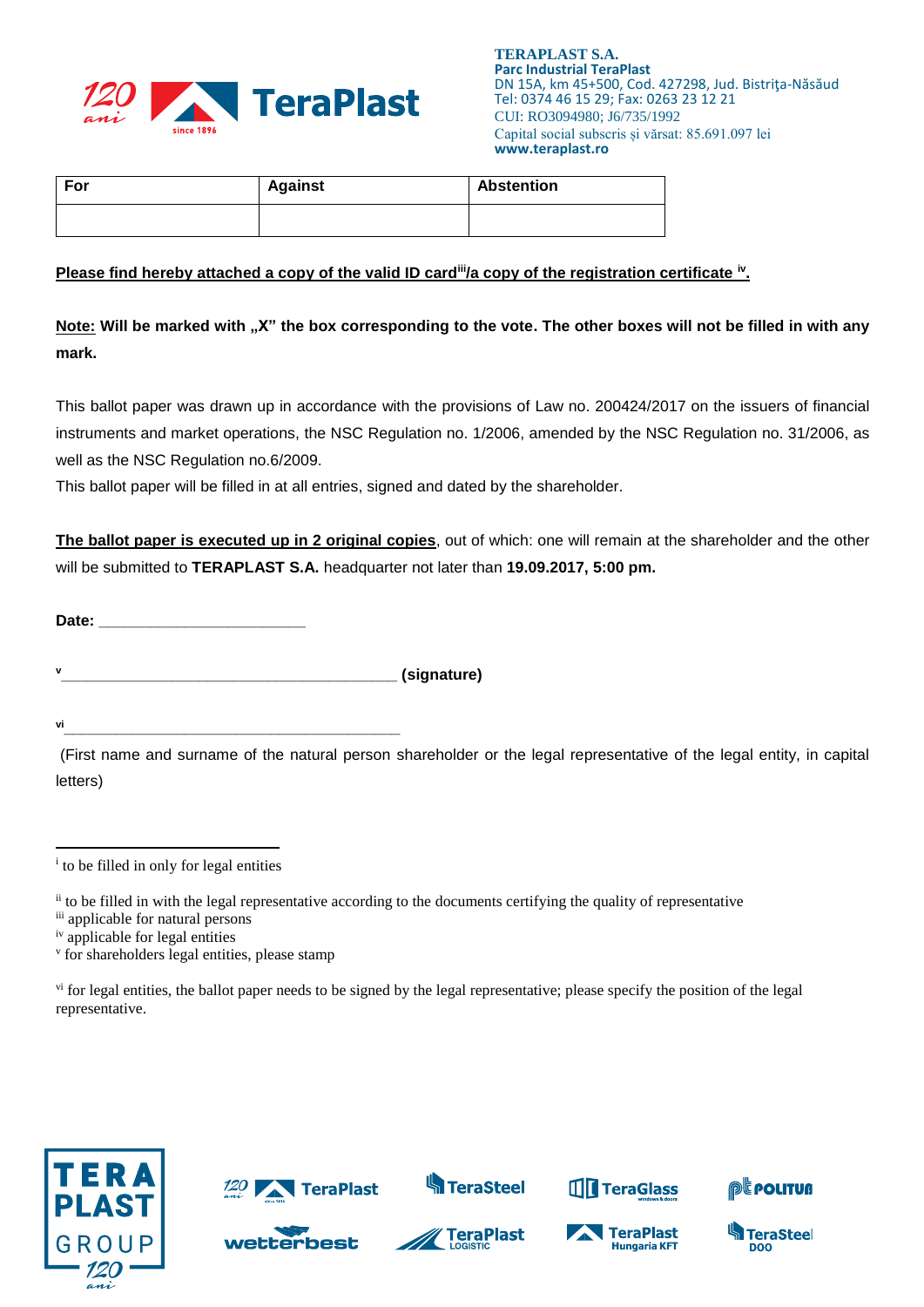| For | Against | Abstention |
|---|---|---|
| | | |

**<u>Please find hereby attached a copy of the valid ID card[iii]/a copy of the registration certificate [iv].</u>**

**<u>Note:</u> Will be marked with „X" the box corresponding to the vote. The other boxes will not be filled in with any mark.**

This ballot paper was drawn up in accordance with the provisions of Law no. 200424/2017 on the issuers of financial instruments and market operations, the NSC Regulation no. 1/2006, amended by the NSC Regulation no. 31/2006, as well as the NSC Regulation no.6/2009.

This ballot paper will be filled in at all entries, signed and dated by the shareholder.

**<u>The ballot paper is executed up in 2 original copies</u>**, out of which: one will remain at the shareholder and the other will be submitted to **TERAPLAST S.A.** headquarter not later than **19.09.2017, 5:00 pm.**

**Date: ______________________**

[v]_____________________________________ **(signature)**

[vi]_____________________________________

(First name and surname of the natural person shareholder or the legal representative of the legal entity, in capital letters)

---

[i] to be filled in only for legal entities

[ii] to be filled in with the legal representative according to the documents certifying the quality of representative

[iii] applicable for natural persons

[iv] applicable for legal entities

[v] for shareholders legal entities, please stamp

[vi] for legal entities, the ballot paper needs to be signed by the legal representative; please specify the position of the legal representative.